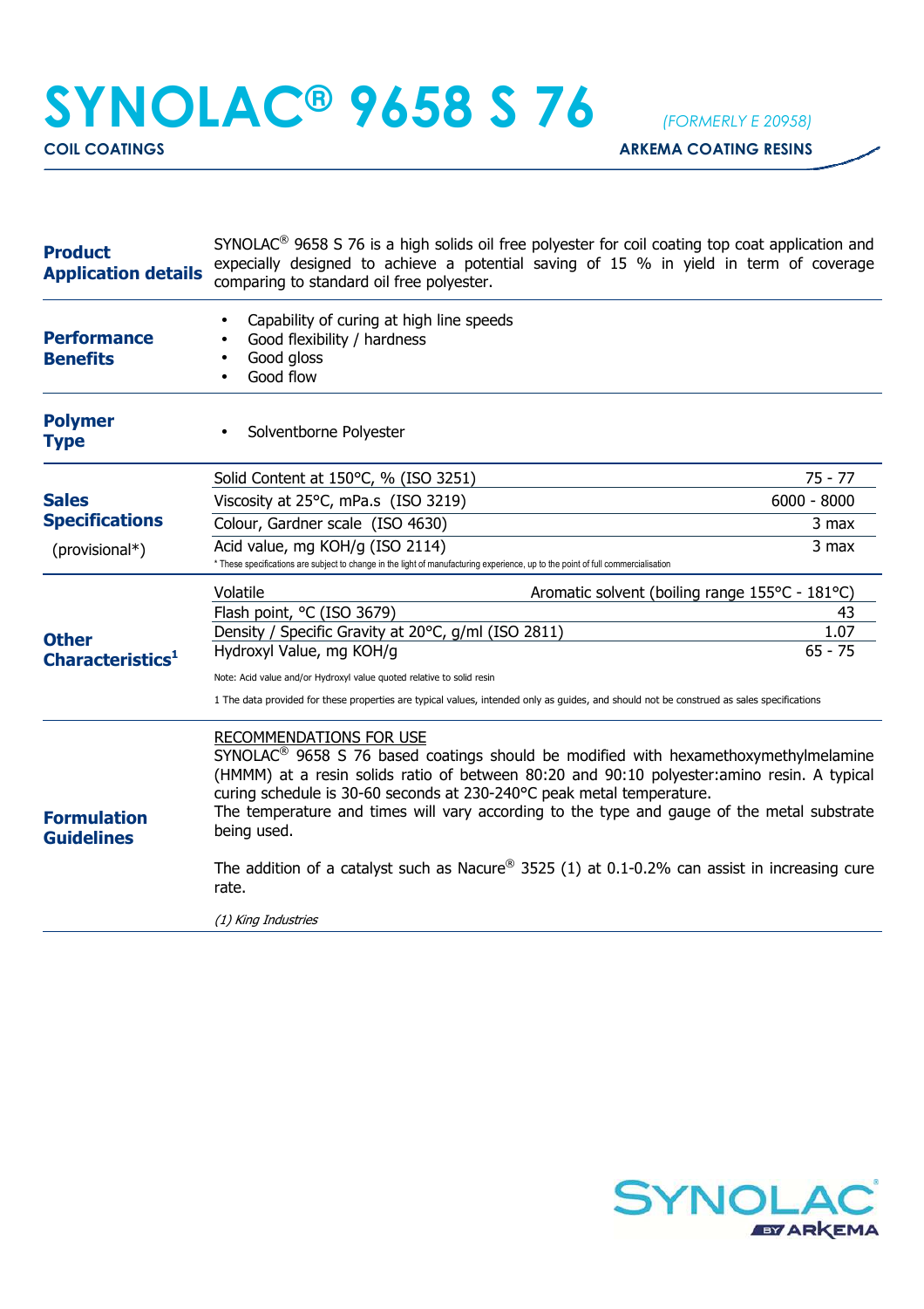# SYNOLAC® 9658 S 76

*(FORMERLY E 20958)*

**COIL COATINGS** — **ARKEMA COATING RESINS**

---

**Product Application details**

SYNOLAC® 9658 S 76 is a high solids oil free polyester for coil coating top coat application and expecially designed to achieve a potential saving of 15 % in yield in term of coverage comparing to standard oil free polyester.

---

**Performance Benefits**

- Capability of curing at high line speeds
- Good flexibility / hardness
- Good gloss
- Good flow

---

**Polymer Type**

- Solventborne Polyester

---

**Sales Specifications** (provisional*)

| Property | Value |
|---|---|
| Solid Content at 150°C, % (ISO 3251) | 75 - 77 |
| Viscosity at 25°C, mPa.s (ISO 3219) | 6000 - 8000 |
| Colour, Gardner scale (ISO 4630) | 3 max |
| Acid value, mg KOH/g (ISO 2114) | 3 max |

\* These specifications are subject to change in the light of manufacturing experience, up to the point of full commercialisation

---

**Other Characteristics[1]**

| Property | Value |
|---|---|
| Volatile | Aromatic solvent (boiling range 155°C - 181°C) |
| Flash point, °C (ISO 3679) | 43 |
| Density / Specific Gravity at 20°C, g/ml (ISO 2811) | 1.07 |
| Hydroxyl Value, mg KOH/g | 65 - 75 |

Note: Acid value and/or Hydroxyl value quoted relative to solid resin

1 The data provided for these properties are typical values, intended only as guides, and should not be construed as sales specifications

---

**Formulation Guidelines**

RECOMMENDATIONS FOR USE

SYNOLAC® 9658 S 76 based coatings should be modified with hexamethoxymethylmelamine (HMMM) at a resin solids ratio of between 80:20 and 90:10 polyester:amino resin. A typical curing schedule is 30-60 seconds at 230-240°C peak metal temperature.
The temperature and times will vary according to the type and gauge of the metal substrate being used.

The addition of a catalyst such as Nacure® 3525 (1) at 0.1-0.2% can assist in increasing cure rate.

*(1) King Industries*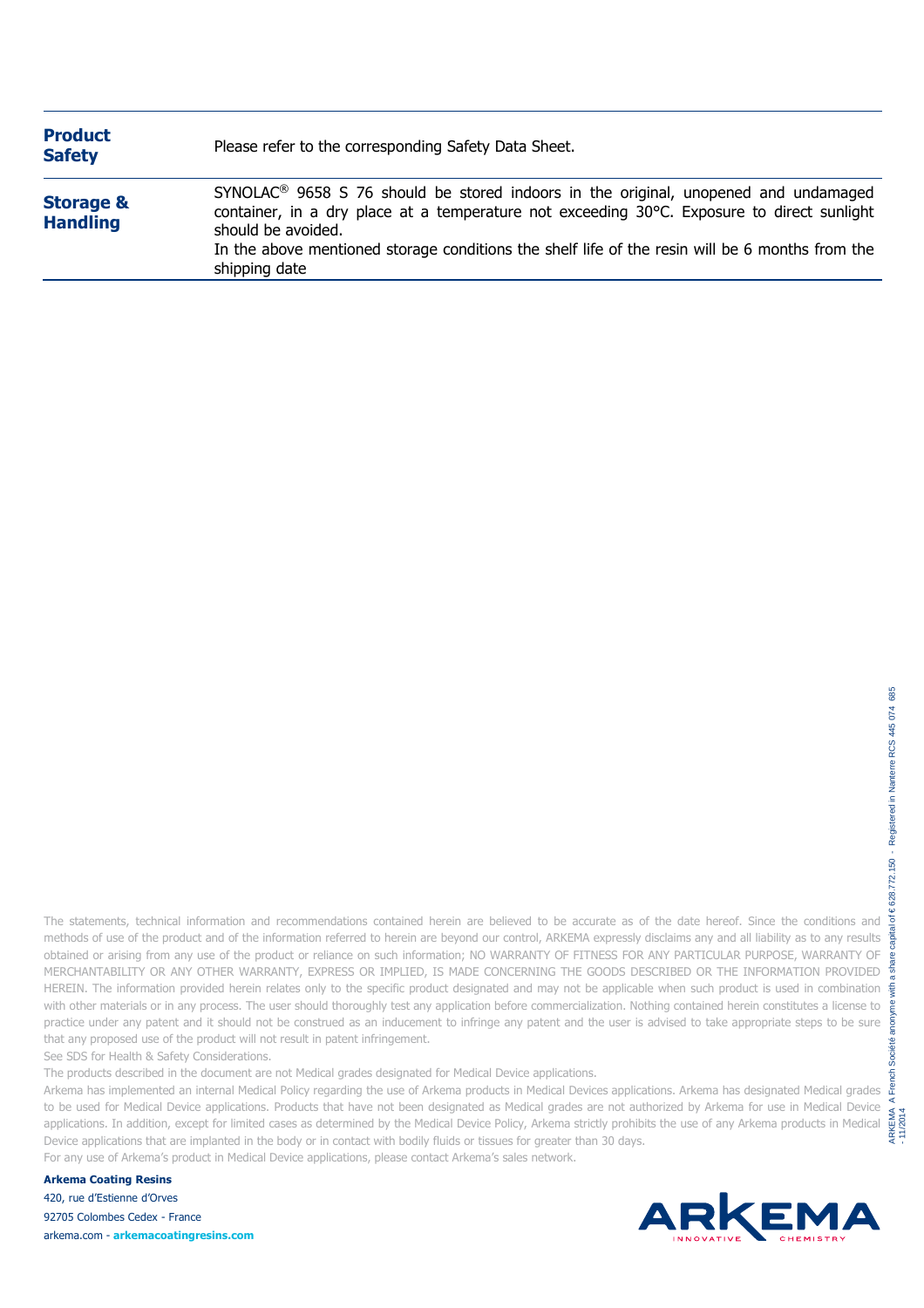| | |
|---|---|
| **Product Safety** | Please refer to the corresponding Safety Data Sheet. |
| **Storage & Handling** | SYNOLAC® 9658 S 76 should be stored indoors in the original, unopened and undamaged container, in a dry place at a temperature not exceeding 30°C. Exposure to direct sunlight should be avoided.<br>In the above mentioned storage conditions the shelf life of the resin will be 6 months from the shipping date |

The statements, technical information and recommendations contained herein are believed to be accurate as of the date hereof. Since the conditions and methods of use of the product and of the information referred to herein are beyond our control, ARKEMA expressly disclaims any and all liability as to any results obtained or arising from any use of the product or reliance on such information; NO WARRANTY OF FITNESS FOR ANY PARTICULAR PURPOSE, WARRANTY OF MERCHANTABILITY OR ANY OTHER WARRANTY, EXPRESS OR IMPLIED, IS MADE CONCERNING THE GOODS DESCRIBED OR THE INFORMATION PROVIDED HEREIN. The information provided herein relates only to the specific product designated and may not be applicable when such product is used in combination with other materials or in any process. The user should thoroughly test any application before commercialization. Nothing contained herein constitutes a license to practice under any patent and it should not be construed as an inducement to infringe any patent and the user is advised to take appropriate steps to be sure that any proposed use of the product will not result in patent infringement.

See SDS for Health & Safety Considerations.

The products described in the document are not Medical grades designated for Medical Device applications.

Arkema has implemented an internal Medical Policy regarding the use of Arkema products in Medical Devices applications. Arkema has designated Medical grades to be used for Medical Device applications. Products that have not been designated as Medical grades are not authorized by Arkema for use in Medical Device applications. In addition, except for limited cases as determined by the Medical Device Policy, Arkema strictly prohibits the use of any Arkema products in Medical Device applications that are implanted in the body or in contact with bodily fluids or tissues for greater than 30 days.

For any use of Arkema's product in Medical Device applications, please contact Arkema's sales network.

**Arkema Coating Resins**
420, rue d'Estienne d'Orves
92705 Colombes Cedex - France
arkema.com - **arkemacoatingresins.com**

ARKEMA A French Société anonyme with a share capital of € 628.772.150 - Registered in Nanterre RCS 445 074 685 - 11/2014